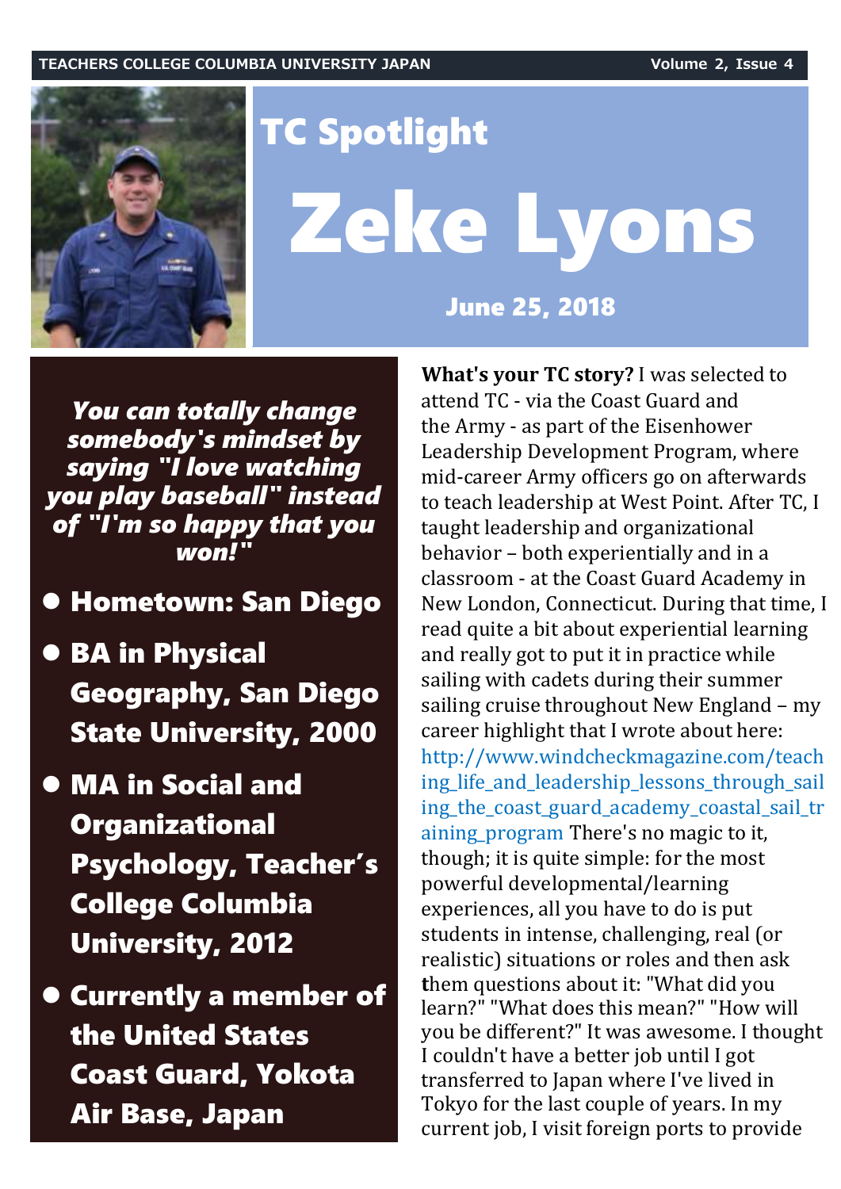# TC Spotlight

# Zeke Lyons

**June 25, 2018**

***You can totally change somebody's mindset by saying "I love watching you play baseball" instead of "I'm so happy that you won!"***

- **Hometown: San Diego**
- **BA in Physical Geography, San Diego State University, 2000**
- **MA in Social and Organizational Psychology, Teacher's College Columbia University, 2012**
- **Currently a member of the United States Coast Guard, Yokota Air Base, Japan**

**What's your TC story?** I was selected to attend TC - via the Coast Guard and the Army - as part of the Eisenhower Leadership Development Program, where mid-career Army officers go on afterwards to teach leadership at West Point. After TC, I taught leadership and organizational behavior – both experientially and in a classroom - at the Coast Guard Academy in New London, Connecticut. During that time, I read quite a bit about experiential learning and really got to put it in practice while sailing with cadets during their summer sailing cruise throughout New England – my career highlight that I wrote about here: http://www.windcheckmagazine.com/teaching_life_and_leadership_lessons_through_sailing_the_coast_guard_academy_coastal_sail_training_program There's no magic to it, though; it is quite simple: for the most powerful developmental/learning experiences, all you have to do is put students in intense, challenging, real (or realistic) situations or roles and then ask them questions about it: "What did you learn?" "What does this mean?" "How will you be different?" It was awesome. I thought I couldn't have a better job until I got transferred to Japan where I've lived in Tokyo for the last couple of years. In my current job, I visit foreign ports to provide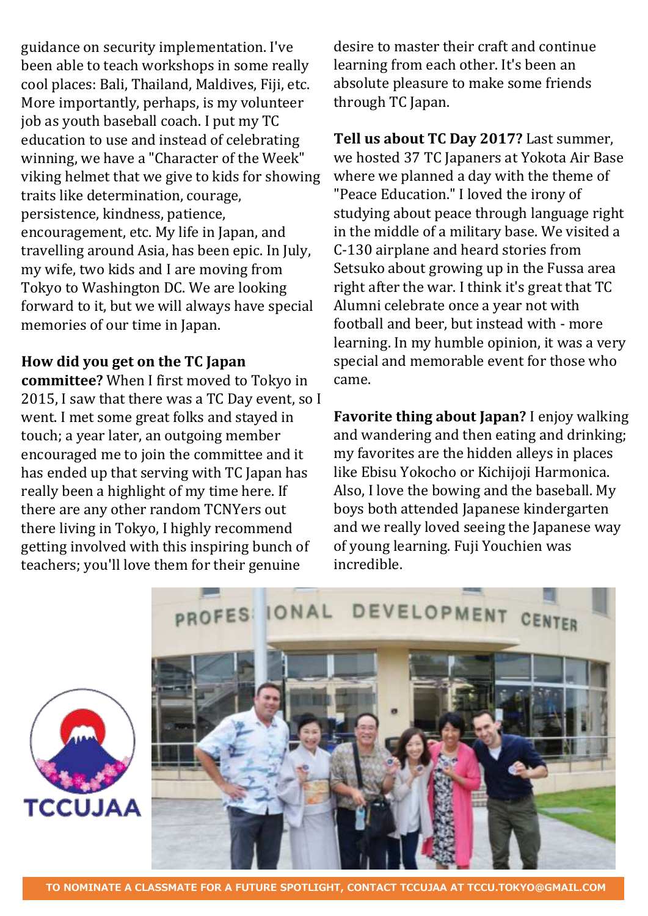guidance on security implementation. I've been able to teach workshops in some really cool places: Bali, Thailand, Maldives, Fiji, etc. More importantly, perhaps, is my volunteer job as youth baseball coach. I put my TC education to use and instead of celebrating winning, we have a "Character of the Week" viking helmet that we give to kids for showing traits like determination, courage, persistence, kindness, patience, encouragement, etc. My life in Japan, and travelling around Asia, has been epic. In July, my wife, two kids and I are moving from Tokyo to Washington DC. We are looking forward to it, but we will always have special memories of our time in Japan.

**How did you get on the TC Japan committee?** When I first moved to Tokyo in 2015, I saw that there was a TC Day event, so I went. I met some great folks and stayed in touch; a year later, an outgoing member encouraged me to join the committee and it has ended up that serving with TC Japan has really been a highlight of my time here. If there are any other random TCNYers out there living in Tokyo, I highly recommend getting involved with this inspiring bunch of teachers; you'll love them for their genuine desire to master their craft and continue learning from each other. It's been an absolute pleasure to make some friends through TC Japan.

**Tell us about TC Day 2017?** Last summer, we hosted 37 TC Japaners at Yokota Air Base where we planned a day with the theme of "Peace Education." I loved the irony of studying about peace through language right in the middle of a military base. We visited a C-130 airplane and heard stories from Setsuko about growing up in the Fussa area right after the war. I think it's great that TC Alumni celebrate once a year not with football and beer, but instead with - more learning. In my humble opinion, it was a very special and memorable event for those who came.

**Favorite thing about Japan?** I enjoy walking and wandering and then eating and drinking; my favorites are the hidden alleys in places like Ebisu Yokocho or Kichijoji Harmonica. Also, I love the bowing and the baseball. My boys both attended Japanese kindergarten and we really loved seeing the Japanese way of young learning. Fuji Youchien was incredible.

TO NOMINATE A CLASSMATE FOR A FUTURE SPOTLIGHT, CONTACT TCCUJAA AT TCCU.TOKYO@GMAIL.COM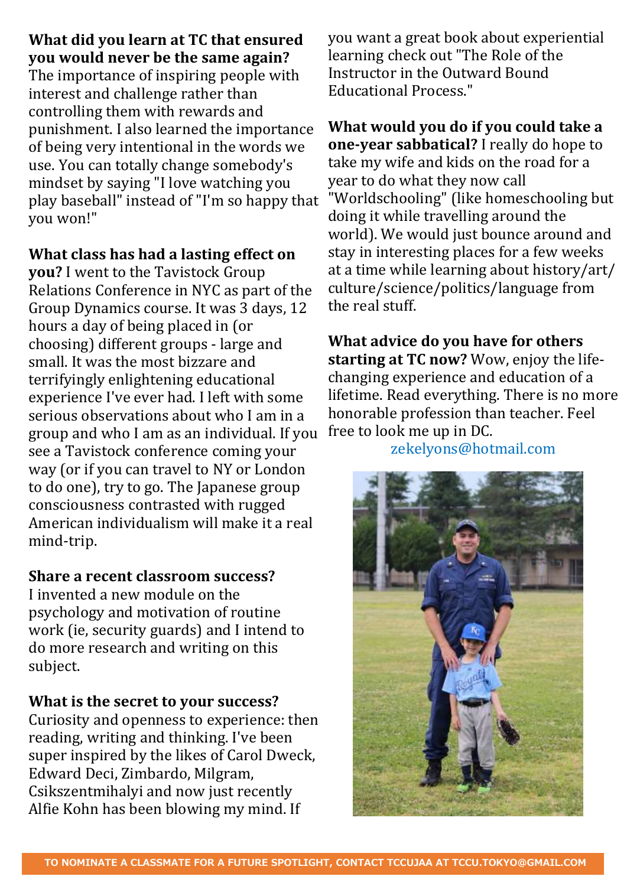**What did you learn at TC that ensured you would never be the same again?** The importance of inspiring people with interest and challenge rather than controlling them with rewards and punishment. I also learned the importance of being very intentional in the words we use. You can totally change somebody's mindset by saying "I love watching you play baseball" instead of "I'm so happy that you won!"

**What class has had a lasting effect on you?** I went to the Tavistock Group Relations Conference in NYC as part of the Group Dynamics course. It was 3 days, 12 hours a day of being placed in (or choosing) different groups - large and small. It was the most bizzare and terrifyingly enlightening educational experience I've ever had. I left with some serious observations about who I am in a group and who I am as an individual. If you see a Tavistock conference coming your way (or if you can travel to NY or London to do one), try to go. The Japanese group consciousness contrasted with rugged American individualism will make it a real mind-trip.

**Share a recent classroom success?** I invented a new module on the psychology and motivation of routine work (ie, security guards) and I intend to do more research and writing on this subject.

**What is the secret to your success?** Curiosity and openness to experience: then reading, writing and thinking. I've been super inspired by the likes of Carol Dweck, Edward Deci, Zimbardo, Milgram, Csikszentmihalyi and now just recently Alfie Kohn has been blowing my mind. If you want a great book about experiential learning check out "The Role of the Instructor in the Outward Bound Educational Process."

**What would you do if you could take a one-year sabbatical?** I really do hope to take my wife and kids on the road for a year to do what they now call "Worldschooling" (like homeschooling but doing it while travelling around the world). We would just bounce around and stay in interesting places for a few weeks at a time while learning about history/art/culture/science/politics/language from the real stuff.

**What advice do you have for others starting at TC now?** Wow, enjoy the life-changing experience and education of a lifetime. Read everything. There is no more honorable profession than teacher. Feel free to look me up in DC.

zekelyons@hotmail.com

TO NOMINATE A CLASSMATE FOR A FUTURE SPOTLIGHT, CONTACT TCCUJAA AT TCCU.TOKYO@GMAIL.COM